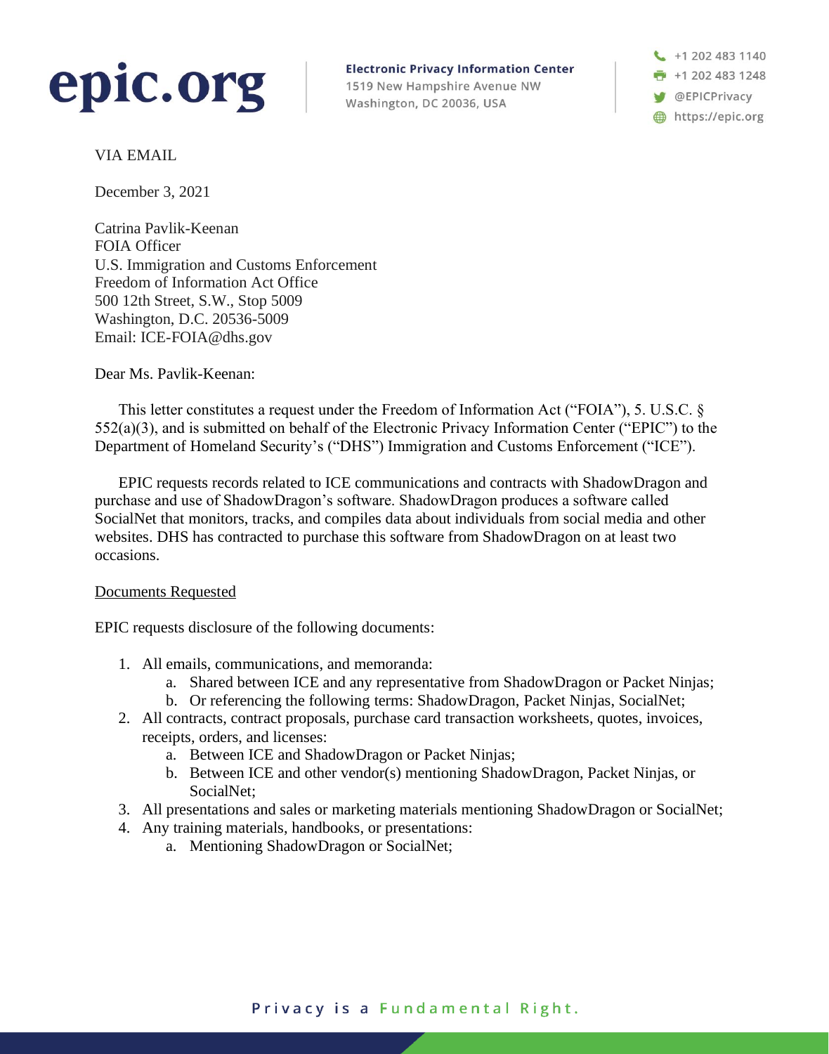**epic.org**

**Electronic Privacy Information Center**
1519 New Hampshire Avenue NW
Washington, DC 20036, USA

+1 202 483 1140
+1 202 483 1248
@EPICPrivacy
https://epic.org

VIA EMAIL

December 3, 2021

Catrina Pavlik-Keenan
FOIA Officer
U.S. Immigration and Customs Enforcement
Freedom of Information Act Office
500 12th Street, S.W., Stop 5009
Washington, D.C. 20536-5009
Email: ICE-FOIA@dhs.gov

Dear Ms. Pavlik-Keenan:

This letter constitutes a request under the Freedom of Information Act ("FOIA"), 5. U.S.C. § 552(a)(3), and is submitted on behalf of the Electronic Privacy Information Center ("EPIC") to the Department of Homeland Security's ("DHS") Immigration and Customs Enforcement ("ICE").

EPIC requests records related to ICE communications and contracts with ShadowDragon and purchase and use of ShadowDragon's software. ShadowDragon produces a software called SocialNet that monitors, tracks, and compiles data about individuals from social media and other websites. DHS has contracted to purchase this software from ShadowDragon on at least two occasions.

<u>Documents Requested</u>

EPIC requests disclosure of the following documents:

1. All emails, communications, and memoranda:
   a. Shared between ICE and any representative from ShadowDragon or Packet Ninjas;
   b. Or referencing the following terms: ShadowDragon, Packet Ninjas, SocialNet;
2. All contracts, contract proposals, purchase card transaction worksheets, quotes, invoices, receipts, orders, and licenses:
   a. Between ICE and ShadowDragon or Packet Ninjas;
   b. Between ICE and other vendor(s) mentioning ShadowDragon, Packet Ninjas, or SocialNet;
3. All presentations and sales or marketing materials mentioning ShadowDragon or SocialNet;
4. Any training materials, handbooks, or presentations:
   a. Mentioning ShadowDragon or SocialNet;

Privacy is a Fundamental Right.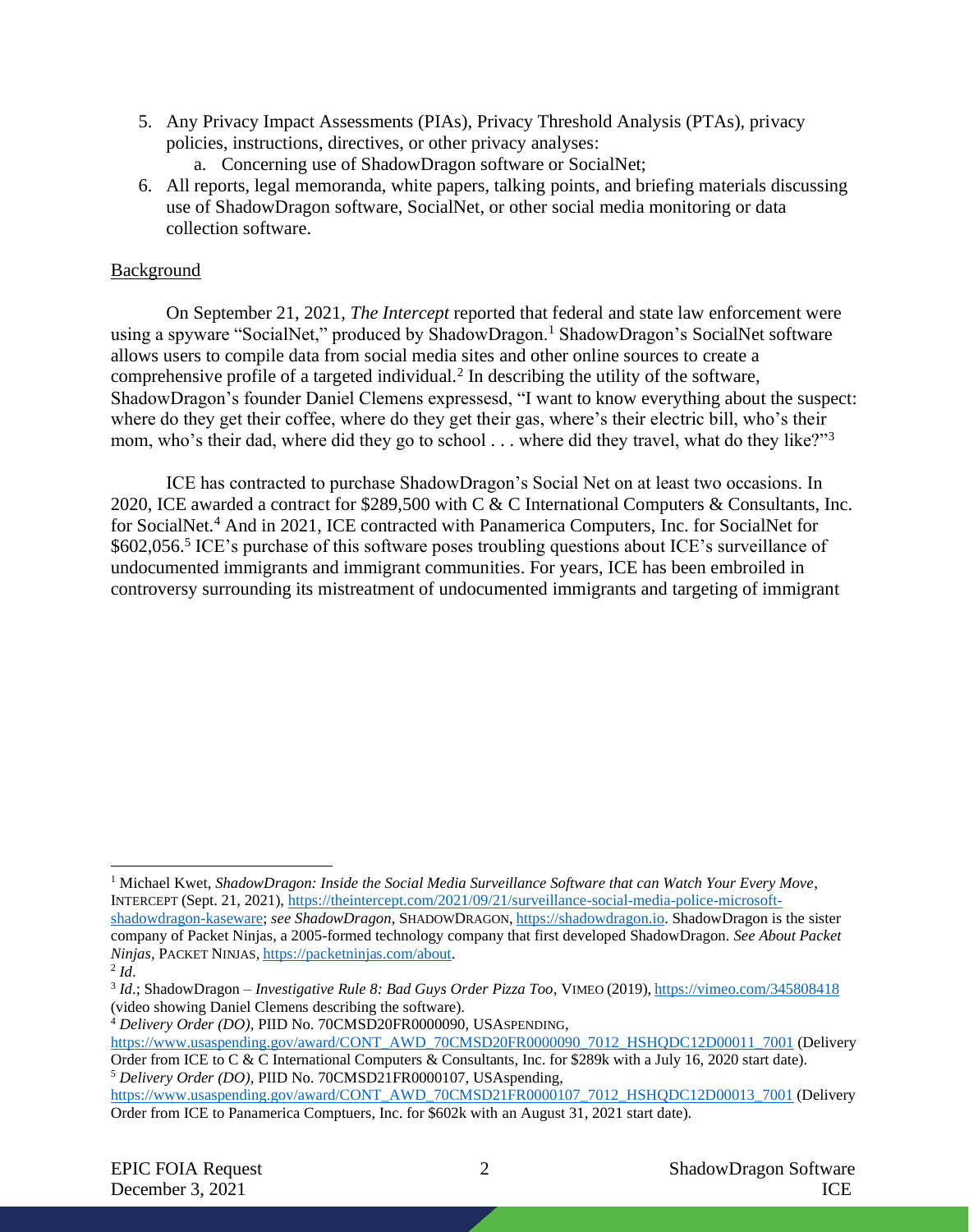5. Any Privacy Impact Assessments (PIAs), Privacy Threshold Analysis (PTAs), privacy policies, instructions, directives, or other privacy analyses:
    a. Concerning use of ShadowDragon software or SocialNet;
6. All reports, legal memoranda, white papers, talking points, and briefing materials discussing use of ShadowDragon software, SocialNet, or other social media monitoring or data collection software.

<u>Background</u>

On September 21, 2021, *The Intercept* reported that federal and state law enforcement were using a spyware "SocialNet," produced by ShadowDragon.[1] ShadowDragon's SocialNet software allows users to compile data from social media sites and other online sources to create a comprehensive profile of a targeted individual.[2] In describing the utility of the software, ShadowDragon's founder Daniel Clemens expressesd, "I want to know everything about the suspect: where do they get their coffee, where do they get their gas, where's their electric bill, who's their mom, who's their dad, where did they go to school . . . where did they travel, what do they like?"[3]

ICE has contracted to purchase ShadowDragon's Social Net on at least two occasions. In 2020, ICE awarded a contract for $289,500 with C & C International Computers & Consultants, Inc. for SocialNet.[4] And in 2021, ICE contracted with Panamerica Computers, Inc. for SocialNet for $602,056.[5] ICE's purchase of this software poses troubling questions about ICE's surveillance of undocumented immigrants and immigrant communities. For years, ICE has been embroiled in controversy surrounding its mistreatment of undocumented immigrants and targeting of immigrant

---

[1] Michael Kwet, *ShadowDragon: Inside the Social Media Surveillance Software that can Watch Your Every Move*, INTERCEPT (Sept. 21, 2021), https://theintercept.com/2021/09/21/surveillance-social-media-police-microsoft-shadowdragon-kaseware; *see ShadowDragon*, SHADOWDRAGON, https://shadowdragon.io. ShadowDragon is the sister company of Packet Ninjas, a 2005-formed technology company that first developed ShadowDragon. *See About Packet Ninjas*, PACKET NINJAS, https://packetninjas.com/about.

[2] *Id*.

[3] *Id*.; ShadowDragon – *Investigative Rule 8: Bad Guys Order Pizza Too*, VIMEO (2019), https://vimeo.com/345808418 (video showing Daniel Clemens describing the software).

[4] *Delivery Order (DO)*, PIID No. 70CMSD20FR0000090, USASPENDING, https://www.usaspending.gov/award/CONT_AWD_70CMSD20FR0000090_7012_HSHQDC12D00011_7001 (Delivery Order from ICE to C & C International Computers & Consultants, Inc. for $289k with a July 16, 2020 start date).

[5] *Delivery Order (DO)*, PIID No. 70CMSD21FR0000107, USAspending, https://www.usaspending.gov/award/CONT_AWD_70CMSD21FR0000107_7012_HSHQDC12D00013_7001 (Delivery Order from ICE to Panamerica Comptuers, Inc. for $602k with an August 31, 2021 start date).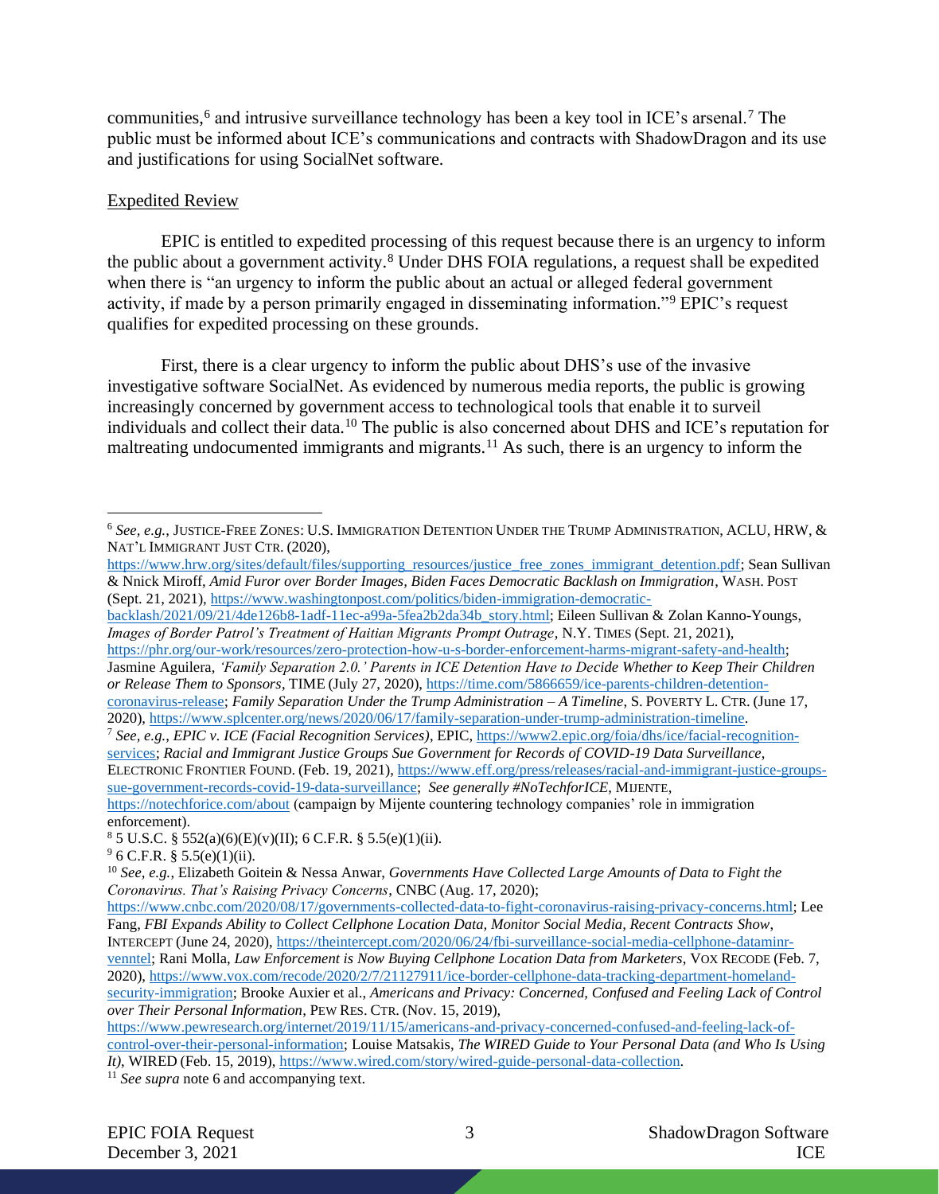communities,[6] and intrusive surveillance technology has been a key tool in ICE's arsenal.[7] The public must be informed about ICE's communications and contracts with ShadowDragon and its use and justifications for using SocialNet software.

## Expedited Review

EPIC is entitled to expedited processing of this request because there is an urgency to inform the public about a government activity.[8] Under DHS FOIA regulations, a request shall be expedited when there is "an urgency to inform the public about an actual or alleged federal government activity, if made by a person primarily engaged in disseminating information."[9] EPIC's request qualifies for expedited processing on these grounds.

First, there is a clear urgency to inform the public about DHS's use of the invasive investigative software SocialNet. As evidenced by numerous media reports, the public is growing increasingly concerned by government access to technological tools that enable it to surveil individuals and collect their data.[10] The public is also concerned about DHS and ICE's reputation for maltreating undocumented immigrants and migrants.[11] As such, there is an urgency to inform the

---

[6] *See, e.g.*, JUSTICE-FREE ZONES: U.S. IMMIGRATION DETENTION UNDER THE TRUMP ADMINISTRATION, ACLU, HRW, & NAT'L IMMIGRANT JUST CTR. (2020), https://www.hrw.org/sites/default/files/supporting_resources/justice_free_zones_immigrant_detention.pdf; Sean Sullivan & Nnick Miroff, *Amid Furor over Border Images, Biden Faces Democratic Backlash on Immigration*, WASH. POST (Sept. 21, 2021), https://www.washingtonpost.com/politics/biden-immigration-democratic-backlash/2021/09/21/4de126b8-1adf-11ec-a99a-5fea2b2da34b_story.html; Eileen Sullivan & Zolan Kanno-Youngs, *Images of Border Patrol's Treatment of Haitian Migrants Prompt Outrage*, N.Y. TIMES (Sept. 21, 2021), https://phr.org/our-work/resources/zero-protection-how-u-s-border-enforcement-harms-migrant-safety-and-health; Jasmine Aguilera, *'Family Separation 2.0.' Parents in ICE Detention Have to Decide Whether to Keep Their Children or Release Them to Sponsors*, TIME (July 27, 2020), https://time.com/5866659/ice-parents-children-detention-coronavirus-release; *Family Separation Under the Trump Administration – A Timeline*, S. POVERTY L. CTR. (June 17, 2020), https://www.splcenter.org/news/2020/06/17/family-separation-under-trump-administration-timeline.

[7] *See, e.g., EPIC v. ICE (Facial Recognition Services)*, EPIC, https://www2.epic.org/foia/dhs/ice/facial-recognition-services; *Racial and Immigrant Justice Groups Sue Government for Records of COVID-19 Data Surveillance*, ELECTRONIC FRONTIER FOUND. (Feb. 19, 2021), https://www.eff.org/press/releases/racial-and-immigrant-justice-groups-sue-government-records-covid-19-data-surveillance; *See generally #NoTechforICE*, MIJENTE, https://notechforice.com/about (campaign by Mijente countering technology companies' role in immigration enforcement).

[8] 5 U.S.C. § 552(a)(6)(E)(v)(II); 6 C.F.R. § 5.5(e)(1)(ii).

[9] 6 C.F.R. § 5.5(e)(1)(ii).

[10] *See, e.g.*, Elizabeth Goitein & Nessa Anwar, *Governments Have Collected Large Amounts of Data to Fight the Coronavirus. That's Raising Privacy Concerns*, CNBC (Aug. 17, 2020); https://www.cnbc.com/2020/08/17/governments-collected-data-to-fight-coronavirus-raising-privacy-concerns.html; Lee Fang, *FBI Expands Ability to Collect Cellphone Location Data, Monitor Social Media, Recent Contracts Show*, INTERCEPT (June 24, 2020), https://theintercept.com/2020/06/24/fbi-surveillance-social-media-cellphone-dataminr-venntel; Rani Molla, *Law Enforcement is Now Buying Cellphone Location Data from Marketers*, VOX RECODE (Feb. 7, 2020), https://www.vox.com/recode/2020/2/7/21127911/ice-border-cellphone-data-tracking-department-homeland-security-immigration; Brooke Auxier et al., *Americans and Privacy: Concerned, Confused and Feeling Lack of Control over Their Personal Information*, PEW RES. CTR. (Nov. 15, 2019), https://www.pewresearch.org/internet/2019/11/15/americans-and-privacy-concerned-confused-and-feeling-lack-of-control-over-their-personal-information; Louise Matsakis, *The WIRED Guide to Your Personal Data (and Who Is Using It)*, WIRED (Feb. 15, 2019), https://www.wired.com/story/wired-guide-personal-data-collection.

[11] *See supra* note 6 and accompanying text.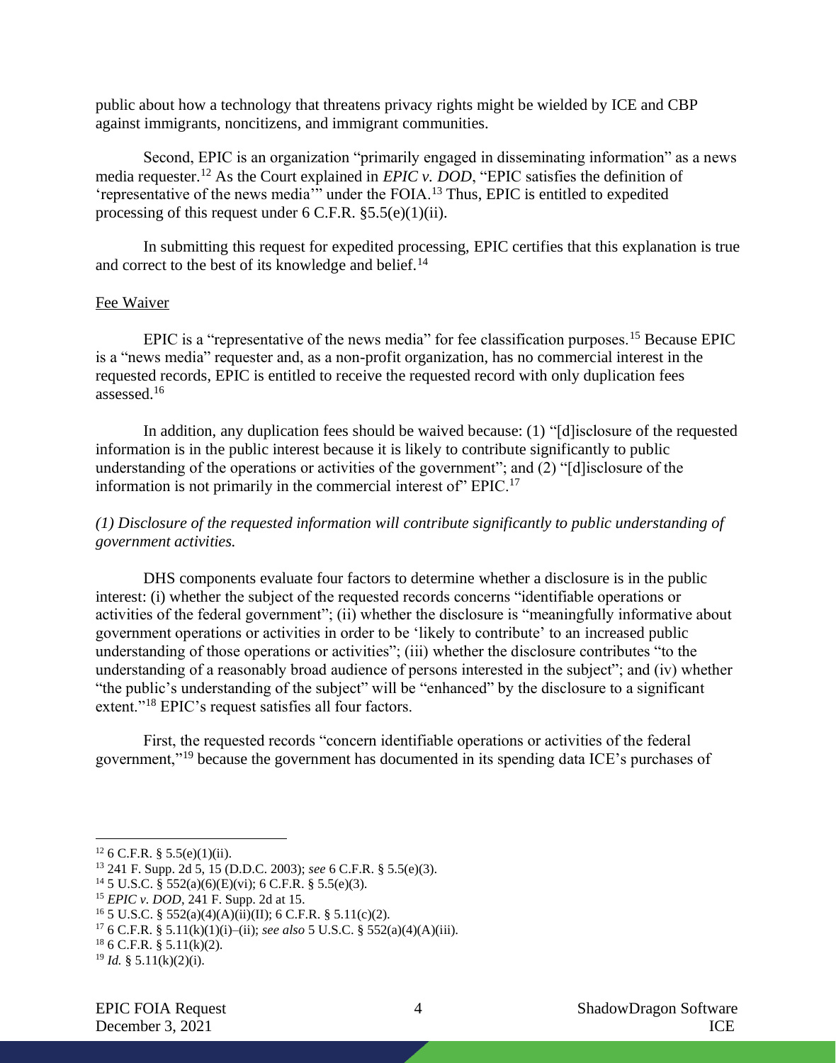public about how a technology that threatens privacy rights might be wielded by ICE and CBP against immigrants, noncitizens, and immigrant communities.

Second, EPIC is an organization "primarily engaged in disseminating information" as a news media requester.[12] As the Court explained in *EPIC v. DOD*, "EPIC satisfies the definition of 'representative of the news media'" under the FOIA.[13] Thus, EPIC is entitled to expedited processing of this request under 6 C.F.R. §5.5(e)(1)(ii).

In submitting this request for expedited processing, EPIC certifies that this explanation is true and correct to the best of its knowledge and belief.[14]

Fee Waiver

EPIC is a "representative of the news media" for fee classification purposes.[15] Because EPIC is a "news media" requester and, as a non-profit organization, has no commercial interest in the requested records, EPIC is entitled to receive the requested record with only duplication fees assessed.[16]

In addition, any duplication fees should be waived because: (1) "[d]isclosure of the requested information is in the public interest because it is likely to contribute significantly to public understanding of the operations or activities of the government"; and (2) "[d]isclosure of the information is not primarily in the commercial interest of" EPIC.[17]

*(1) Disclosure of the requested information will contribute significantly to public understanding of government activities.*

DHS components evaluate four factors to determine whether a disclosure is in the public interest: (i) whether the subject of the requested records concerns "identifiable operations or activities of the federal government"; (ii) whether the disclosure is "meaningfully informative about government operations or activities in order to be 'likely to contribute' to an increased public understanding of those operations or activities"; (iii) whether the disclosure contributes "to the understanding of a reasonably broad audience of persons interested in the subject"; and (iv) whether "the public's understanding of the subject" will be "enhanced" by the disclosure to a significant extent."[18] EPIC's request satisfies all four factors.

First, the requested records "concern identifiable operations or activities of the federal government,"[19] because the government has documented in its spending data ICE's purchases of

---

[12] 6 C.F.R. § 5.5(e)(1)(ii).
[13] 241 F. Supp. 2d 5, 15 (D.D.C. 2003); *see* 6 C.F.R. § 5.5(e)(3).
[14] 5 U.S.C. § 552(a)(6)(E)(vi); 6 C.F.R. § 5.5(e)(3).
[15] *EPIC v. DOD*, 241 F. Supp. 2d at 15.
[16] 5 U.S.C. § 552(a)(4)(A)(ii)(II); 6 C.F.R. § 5.11(c)(2).
[17] 6 C.F.R. § 5.11(k)(1)(i)–(ii); *see also* 5 U.S.C. § 552(a)(4)(A)(iii).
[18] 6 C.F.R. § 5.11(k)(2).
[19] *Id.* § 5.11(k)(2)(i).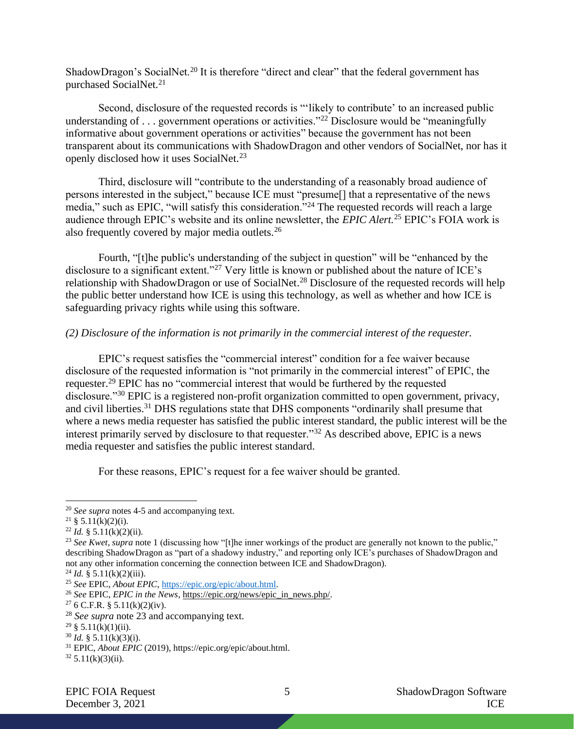ShadowDragon's SocialNet.[20] It is therefore "direct and clear" that the federal government has purchased SocialNet.[21]

Second, disclosure of the requested records is "'likely to contribute' to an increased public understanding of . . . government operations or activities."[22] Disclosure would be "meaningfully informative about government operations or activities" because the government has not been transparent about its communications with ShadowDragon and other vendors of SocialNet, nor has it openly disclosed how it uses SocialNet.[23]

Third, disclosure will "contribute to the understanding of a reasonably broad audience of persons interested in the subject," because ICE must "presume[] that a representative of the news media," such as EPIC, "will satisfy this consideration."[24] The requested records will reach a large audience through EPIC's website and its online newsletter, the *EPIC Alert.*[25] EPIC's FOIA work is also frequently covered by major media outlets.[26]

Fourth, "[t]he public's understanding of the subject in question" will be "enhanced by the disclosure to a significant extent."[27] Very little is known or published about the nature of ICE's relationship with ShadowDragon or use of SocialNet.[28] Disclosure of the requested records will help the public better understand how ICE is using this technology, as well as whether and how ICE is safeguarding privacy rights while using this software.

*(2) Disclosure of the information is not primarily in the commercial interest of the requester.*

EPIC's request satisfies the "commercial interest" condition for a fee waiver because disclosure of the requested information is "not primarily in the commercial interest" of EPIC, the requester.[29] EPIC has no "commercial interest that would be furthered by the requested disclosure."[30] EPIC is a registered non-profit organization committed to open government, privacy, and civil liberties.[31] DHS regulations state that DHS components "ordinarily shall presume that where a news media requester has satisfied the public interest standard, the public interest will be the interest primarily served by disclosure to that requester."[32] As described above, EPIC is a news media requester and satisfies the public interest standard.

For these reasons, EPIC's request for a fee waiver should be granted.

---

[20] *See supra* notes 4-5 and accompanying text.

[21] § 5.11(k)(2)(i).

[22] *Id.* § 5.11(k)(2)(ii).

[23] *See Kwet*, *supra* note 1 (discussing how "[t]he inner workings of the product are generally not known to the public," describing ShadowDragon as "part of a shadowy industry," and reporting only ICE's purchases of ShadowDragon and not any other information concerning the connection between ICE and ShadowDragon).

[24] *Id.* § 5.11(k)(2)(iii).

[25] *See* EPIC, *About EPIC*, https://epic.org/epic/about.html.

[26] *See* EPIC, *EPIC in the News*, https://epic.org/news/epic_in_news.php/.

[27] 6 C.F.R. § 5.11(k)(2)(iv).

[28] *See supra* note 23 and accompanying text.

[29] § 5.11(k)(1)(ii).

[30] *Id.* § 5.11(k)(3)(i).

[31] EPIC, *About EPIC* (2019), https://epic.org/epic/about.html.

[32] 5.11(k)(3)(ii).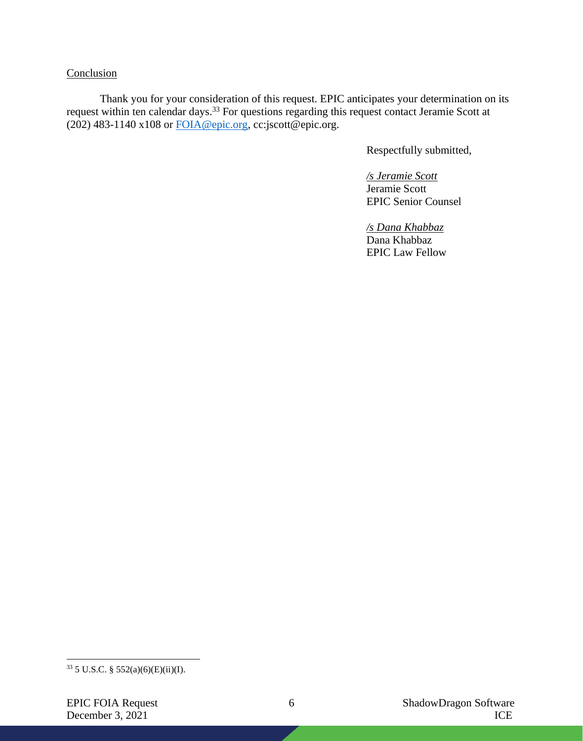Conclusion

Thank you for your consideration of this request. EPIC anticipates your determination on its request within ten calendar days.[33] For questions regarding this request contact Jeramie Scott at (202) 483-1140 x108 or FOIA@epic.org, cc:jscott@epic.org.

Respectfully submitted,

*/s Jeramie Scott*
Jeramie Scott
EPIC Senior Counsel

*/s Dana Khabbaz*
Dana Khabbaz
EPIC Law Fellow

---

[33] 5 U.S.C. § 552(a)(6)(E)(ii)(I).